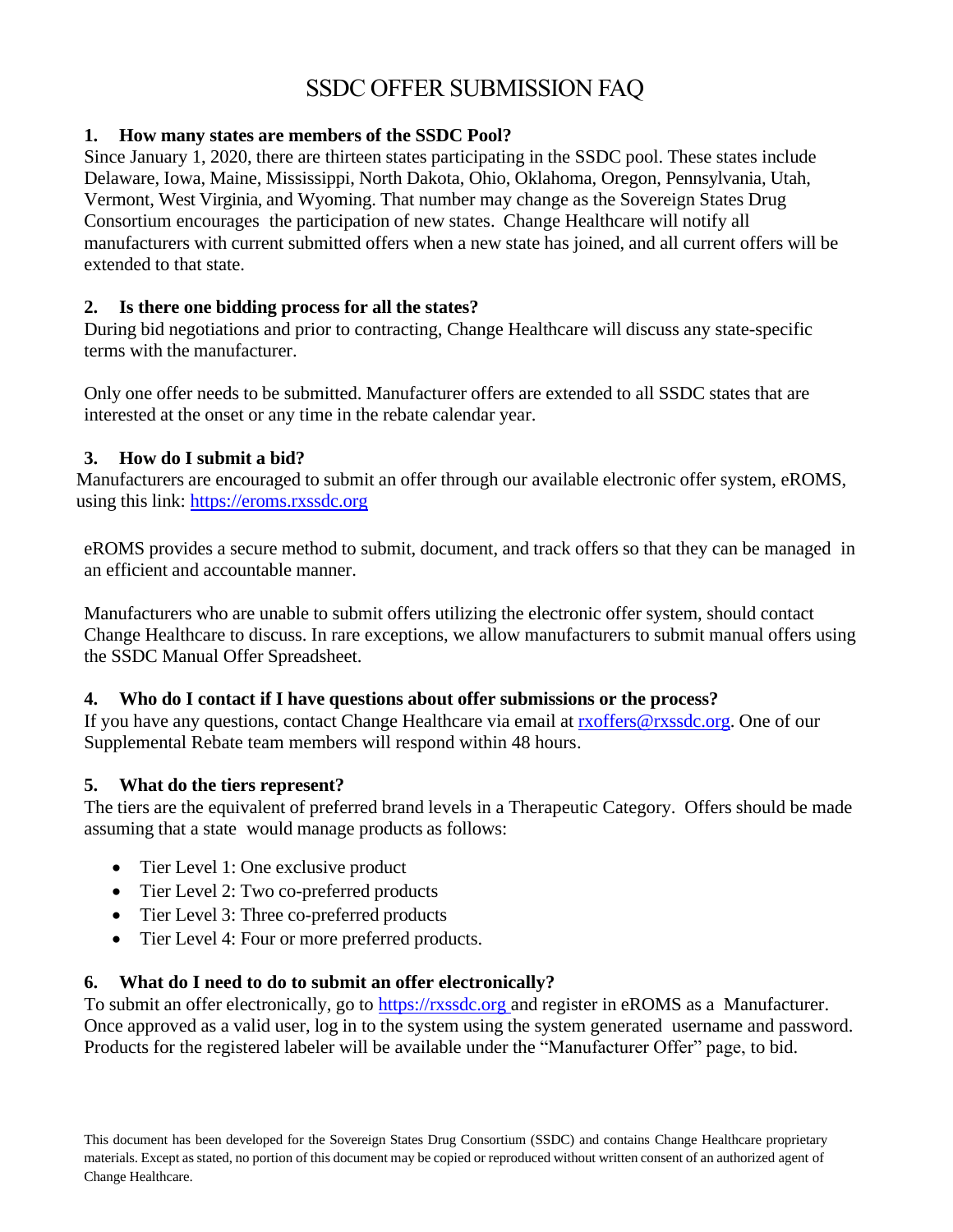# SSDC OFFER SUBMISSION FAQ

### 1. How many states are members of the SSDC Pool?

Since January 1, 2020, there are thirteen states participating in the SSDC pool. These states include Delaware, Iowa, Maine, Mississippi, North Dakota, Ohio, Oklahoma, Oregon, Pennsylvania, Utah, Vermont, West Virginia, and Wyoming. That number may change as the Sovereign States Drug Consortium encourages the participation of new states. Change Healthcare will notify all manufacturers with current submitted offers when a new state has joined, and all current offers will be extended to that state.

### 2. Is there one bidding process for all the states?

During bid negotiations and prior to contracting, Change Healthcare will discuss any state-specific terms with the manufacturer.

Only one offer needs to be submitted. Manufacturer offers are extended to all SSDC states that are interested at the onset or any time in the rebate calendar year.

### 3. How do I submit a bid?

Manufacturers are encouraged to submit an offer through our available electronic offer system, eROMS, using this link: [https://eroms.rxssdc.org](https://eroms.rxssdc.org)

eROMS provides a secure method to submit, document, and track offers so that they can be managed in an efficient and accountable manner.

Manufacturers who are unable to submit offers utilizing the electronic offer system, should contact Change Healthcare to discuss. In rare exceptions, we allow manufacturers to submit manual offers using the SSDC Manual Offer Spreadsheet.

### 4. Who do I contact if I have questions about offer submissions or the process?

If you have any questions, contact Change Healthcare via email at [rxoffers@rxssdc.org](mailto:rxoffers@rxssdc.org). One of our Supplemental Rebate team members will respond within 48 hours.

### 5. What do the tiers represent?

The tiers are the equivalent of preferred brand levels in a Therapeutic Category. Offers should be made assuming that a state would manage products as follows:

- Tier Level 1: One exclusive product
- Tier Level 2: Two co-preferred products
- Tier Level 3: Three co-preferred products
- Tier Level 4: Four or more preferred products.

### 6. What do I need to do to submit an offer electronically?

To submit an offer electronically, go to [https://rxssdc.org](https://rxssdc.org) and register in eROMS as a Manufacturer. Once approved as a valid user, log in to the system using the system generated username and password. Products for the registered labeler will be available under the "Manufacturer Offer" page, to bid.

This document has been developed for the Sovereign States Drug Consortium (SSDC) and contains Change Healthcare proprietary materials. Except as stated, no portion of this document may be copied or reproduced without written consent of an authorized agent of Change Healthcare.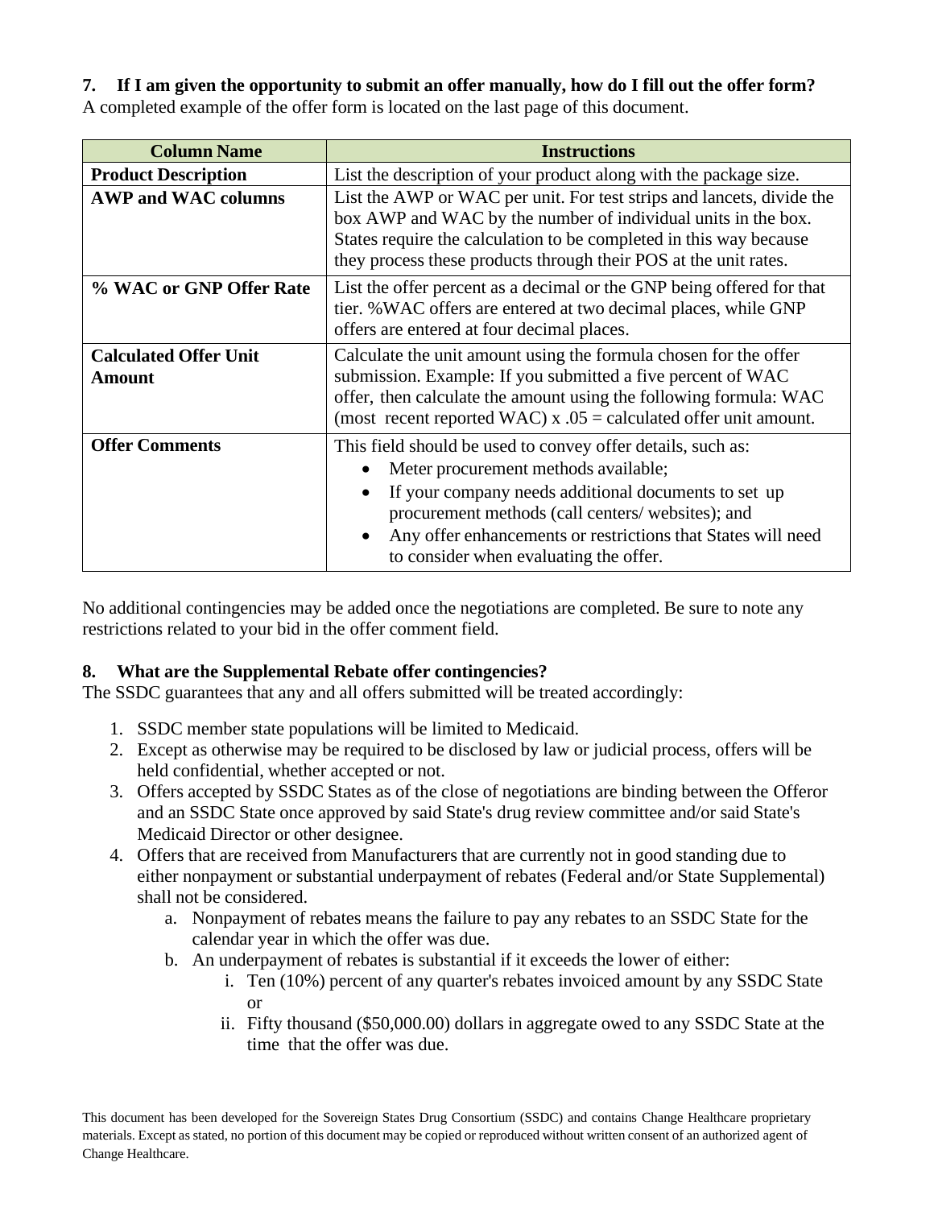### 7. If I am given the opportunity to submit an offer manually, how do I fill out the offer form?

A completed example of the offer form is located on the last page of this document.

| Column Name | Instructions |
|---|---|
| **Product Description** | List the description of your product along with the package size. |
| **AWP and WAC columns** | List the AWP or WAC per unit. For test strips and lancets, divide the box AWP and WAC by the number of individual units in the box. States require the calculation to be completed in this way because they process these products through their POS at the unit rates. |
| **% WAC or GNP Offer Rate** | List the offer percent as a decimal or the GNP being offered for that tier. %WAC offers are entered at two decimal places, while GNP offers are entered at four decimal places. |
| **Calculated Offer Unit Amount** | Calculate the unit amount using the formula chosen for the offer submission. Example: If you submitted a five percent of WAC offer, then calculate the amount using the following formula: WAC (most recent reported WAC) x .05 = calculated offer unit amount. |
| **Offer Comments** | This field should be used to convey offer details, such as: <br>• Meter procurement methods available; <br>• If your company needs additional documents to set up procurement methods (call centers/ websites); and <br>• Any offer enhancements or restrictions that States will need to consider when evaluating the offer. |

No additional contingencies may be added once the negotiations are completed. Be sure to note any restrictions related to your bid in the offer comment field.

### 8. What are the Supplemental Rebate offer contingencies?

The SSDC guarantees that any and all offers submitted will be treated accordingly:

1. SSDC member state populations will be limited to Medicaid.
2. Except as otherwise may be required to be disclosed by law or judicial process, offers will be held confidential, whether accepted or not.
3. Offers accepted by SSDC States as of the close of negotiations are binding between the Offeror and an SSDC State once approved by said State's drug review committee and/or said State's Medicaid Director or other designee.
4. Offers that are received from Manufacturers that are currently not in good standing due to either nonpayment or substantial underpayment of rebates (Federal and/or State Supplemental) shall not be considered.
    a. Nonpayment of rebates means the failure to pay any rebates to an SSDC State for the calendar year in which the offer was due.
    b. An underpayment of rebates is substantial if it exceeds the lower of either:
        i. Ten (10%) percent of any quarter's rebates invoiced amount by any SSDC State or
        ii. Fifty thousand ($50,000.00) dollars in aggregate owed to any SSDC State at the time that the offer was due.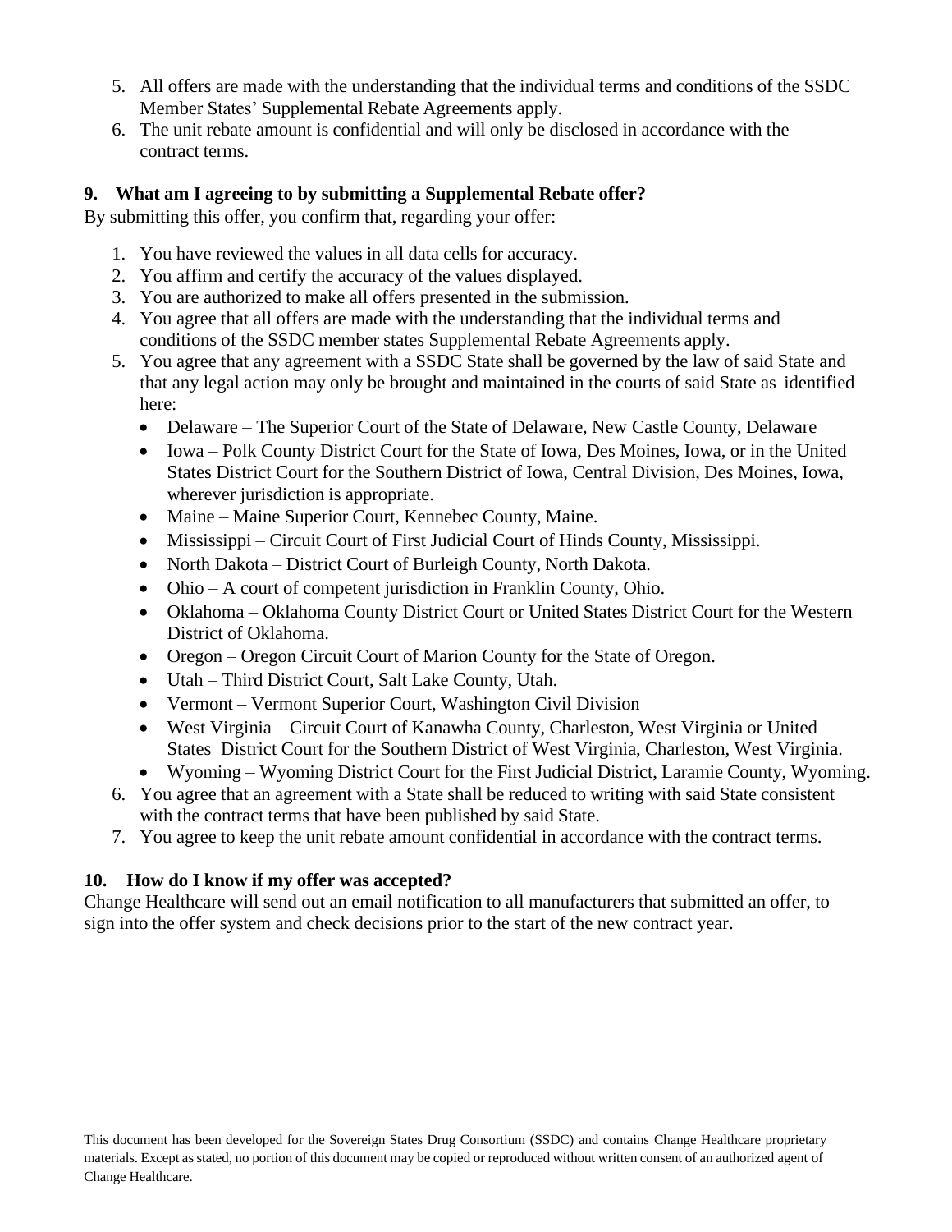5. All offers are made with the understanding that the individual terms and conditions of the SSDC Member States' Supplemental Rebate Agreements apply.
6. The unit rebate amount is confidential and will only be disclosed in accordance with the contract terms.

## 9. What am I agreeing to by submitting a Supplemental Rebate offer?

By submitting this offer, you confirm that, regarding your offer:

1. You have reviewed the values in all data cells for accuracy.
2. You affirm and certify the accuracy of the values displayed.
3. You are authorized to make all offers presented in the submission.
4. You agree that all offers are made with the understanding that the individual terms and conditions of the SSDC member states Supplemental Rebate Agreements apply.
5. You agree that any agreement with a SSDC State shall be governed by the law of said State and that any legal action may only be brought and maintained in the courts of said State as identified here:
   - Delaware – The Superior Court of the State of Delaware, New Castle County, Delaware
   - Iowa – Polk County District Court for the State of Iowa, Des Moines, Iowa, or in the United States District Court for the Southern District of Iowa, Central Division, Des Moines, Iowa, wherever jurisdiction is appropriate.
   - Maine – Maine Superior Court, Kennebec County, Maine.
   - Mississippi – Circuit Court of First Judicial Court of Hinds County, Mississippi.
   - North Dakota – District Court of Burleigh County, North Dakota.
   - Ohio – A court of competent jurisdiction in Franklin County, Ohio.
   - Oklahoma – Oklahoma County District Court or United States District Court for the Western District of Oklahoma.
   - Oregon – Oregon Circuit Court of Marion County for the State of Oregon.
   - Utah – Third District Court, Salt Lake County, Utah.
   - Vermont – Vermont Superior Court, Washington Civil Division
   - West Virginia – Circuit Court of Kanawha County, Charleston, West Virginia or United States District Court for the Southern District of West Virginia, Charleston, West Virginia.
   - Wyoming – Wyoming District Court for the First Judicial District, Laramie County, Wyoming.
6. You agree that an agreement with a State shall be reduced to writing with said State consistent with the contract terms that have been published by said State.
7. You agree to keep the unit rebate amount confidential in accordance with the contract terms.

## 10. How do I know if my offer was accepted?

Change Healthcare will send out an email notification to all manufacturers that submitted an offer, to sign into the offer system and check decisions prior to the start of the new contract year.

This document has been developed for the Sovereign States Drug Consortium (SSDC) and contains Change Healthcare proprietary materials. Except as stated, no portion of this document may be copied or reproduced without written consent of an authorized agent of Change Healthcare.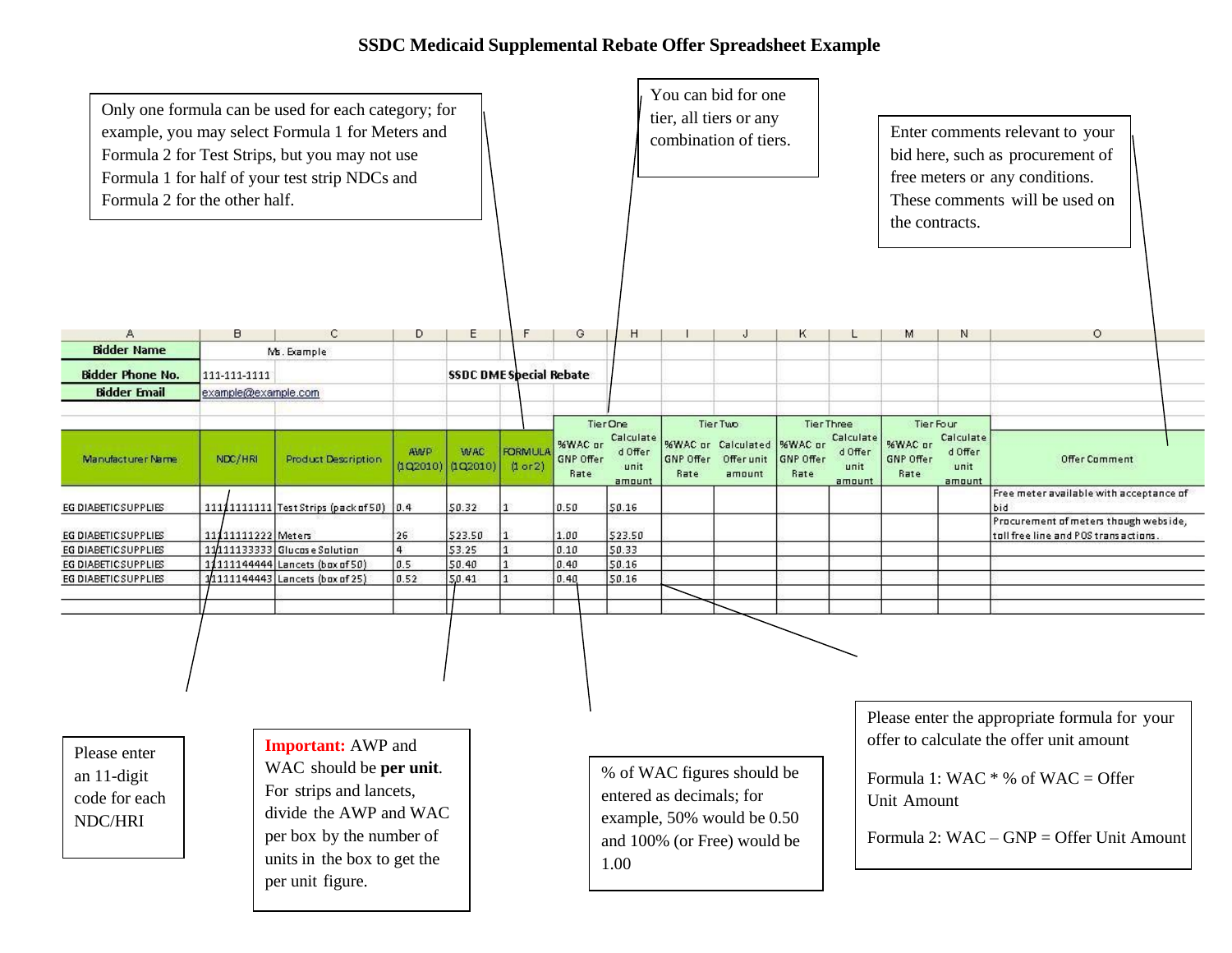# SSDC Medicaid Supplemental Rebate Offer Spreadsheet Example

Only one formula can be used for each category; for example, you may select Formula 1 for Meters and Formula 2 for Test Strips, but you may not use Formula 1 for half of your test strip NDCs and Formula 2 for the other half.

You can bid for one tier, all tiers or any combination of tiers.

Enter comments relevant to your bid here, such as procurement of free meters or any conditions. These comments will be used on the contracts.

| A | B | C | D | E | F | G | H | I | J | K | L | M | N | O |
|---|---|---|---|---|---|---|---|---|---|---|---|---|---|---|
| Bidder Name | Ms. Example | | | | | | | | | | | | | |
| Bidder Phone No. | 111-111-1111 | | | SSDC DME Special Rebate | | | | | | | | | | |
| Bidder Email | example@example.com | | | | | | | | | | | | | |
| | | | | | | Tier One | | Tier Two | | Tier Three | | Tier Four | | |
| Manufacturer Name | NDC/HRI | Product Description | AWP (1Q2010) | WAC (1Q2010) | FORMULA (1 or 2) | %WAC or GNP Offer Rate | Calculated Offer unit amount | %WAC or GNP Offer Rate | Calculated Offer unit amount | %WAC or GNP Offer Rate | Calculated Offer unit amount | %WAC or GNP Offer Rate | Calculated Offer unit amount | Offer Comment |
| EG DIABETIC SUPPLIES | 11111111111 | Test Strips (pack of 50) | 0.4 | $0.32 | 1 | 0.50 | $0.16 | | | | | | | Free meter available with acceptance of bid |
| EG DIABETIC SUPPLIES | 11111111222 | Meters | 26 | $23.50 | 1 | 1.00 | $23.50 | | | | | | | Procurement of meters though webside, toll free line and POS transactions. |
| EG DIABETIC SUPPLIES | 11111133333 | Glucose Solution | 4 | $3.25 | 1 | 0.10 | $0.33 | | | | | | | |
| EG DIABETIC SUPPLIES | 11111144444 | Lancets (box of 50) | 0.5 | $0.40 | 1 | 0.40 | $0.16 | | | | | | | |
| EG DIABETIC SUPPLIES | 11111144443 | Lancets (box of 25) | 0.52 | $0.41 | 1 | 0.40 | $0.16 | | | | | | | |

Please enter an 11-digit code for each NDC/HRI

**Important:** AWP and WAC should be **per unit**. For strips and lancets, divide the AWP and WAC per box by the number of units in the box to get the per unit figure.

% of WAC figures should be entered as decimals; for example, 50% would be 0.50 and 100% (or Free) would be 1.00

Please enter the appropriate formula for your offer to calculate the offer unit amount

Formula 1: WAC * % of WAC = Offer Unit Amount

Formula 2: WAC – GNP = Offer Unit Amount